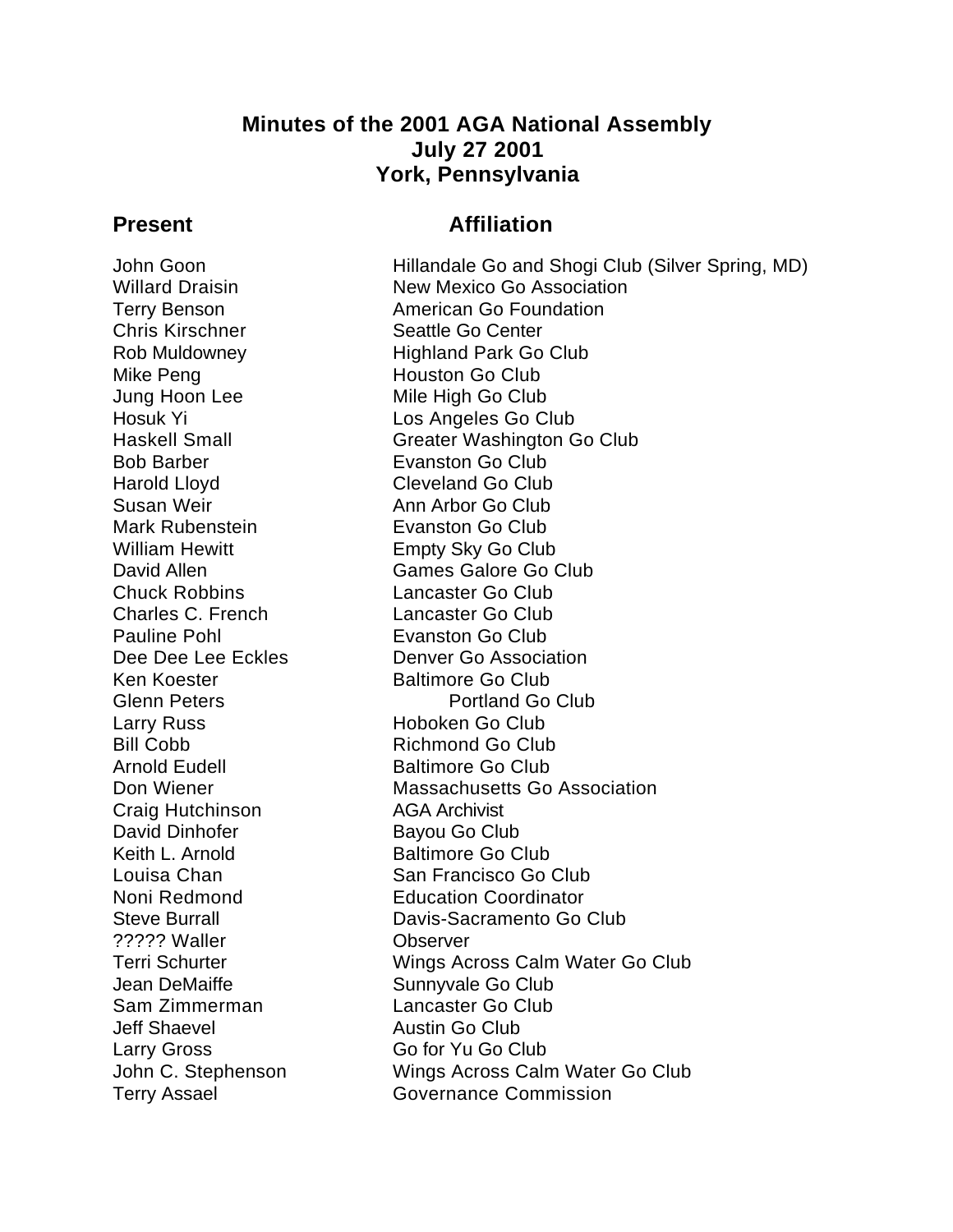# Minutes of the 2001 AGA National Assembly
## July 27 2001
## York, Pennsylvania

| Present | Affiliation |
| --- | --- |
| John Goon | Hillandale Go and Shogi Club (Silver Spring, MD) |
| Willard Draisin | New Mexico Go Association |
| Terry Benson | American Go Foundation |
| Chris Kirschner | Seattle Go Center |
| Rob Muldowney | Highland Park Go Club |
| Mike Peng | Houston Go Club |
| Jung Hoon Lee | Mile High Go Club |
| Hosuk Yi | Los Angeles Go Club |
| Haskell Small | Greater Washington Go Club |
| Bob Barber | Evanston Go Club |
| Harold Lloyd | Cleveland Go Club |
| Susan Weir | Ann Arbor Go Club |
| Mark Rubenstein | Evanston Go Club |
| William Hewitt | Empty Sky Go Club |
| David Allen | Games Galore Go Club |
| Chuck Robbins | Lancaster Go Club |
| Charles C. French | Lancaster Go Club |
| Pauline Pohl | Evanston Go Club |
| Dee Dee Lee Eckles | Denver Go Association |
| Ken Koester | Baltimore Go Club |
| Glenn Peters | Portland Go Club |
| Larry Russ | Hoboken Go Club |
| Bill Cobb | Richmond Go Club |
| Arnold Eudell | Baltimore Go Club |
| Don Wiener | Massachusetts Go Association |
| Craig Hutchinson | AGA Archivist |
| David Dinhofer | Bayou Go Club |
| Keith L. Arnold | Baltimore Go Club |
| Louisa Chan | San Francisco Go Club |
| Noni Redmond | Education Coordinator |
| Steve Burrall | Davis-Sacramento Go Club |
| ????? Waller | Observer |
| Terri Schurter | Wings Across Calm Water Go Club |
| Jean DeMaiffe | Sunnyvale Go Club |
| Sam Zimmerman | Lancaster Go Club |
| Jeff Shaevel | Austin Go Club |
| Larry Gross | Go for Yu Go Club |
| John C. Stephenson | Wings Across Calm Water Go Club |
| Terry Assael | Governance Commission |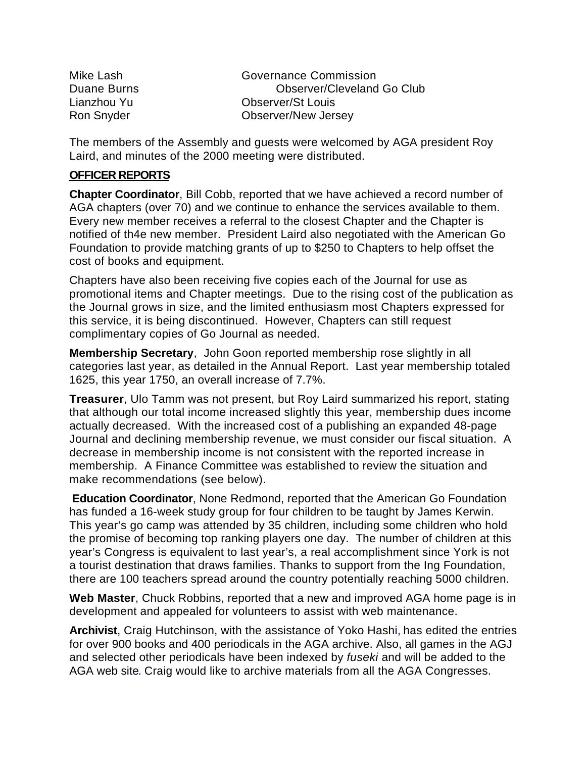| | |
|---|---|
| Mike Lash | Governance Commission |
| Duane Burns | Observer/Cleveland Go Club |
| Lianzhou Yu | Observer/St Louis |
| Ron Snyder | Observer/New Jersey |

The members of the Assembly and guests were welcomed by AGA president Roy Laird, and minutes of the 2000 meeting were distributed.

**OFFICER REPORTS**

**Chapter Coordinator**, Bill Cobb, reported that we have achieved a record number of AGA chapters (over 70) and we continue to enhance the services available to them. Every new member receives a referral to the closest Chapter and the Chapter is notified of th4e new member. President Laird also negotiated with the American Go Foundation to provide matching grants of up to $250 to Chapters to help offset the cost of books and equipment.

Chapters have also been receiving five copies each of the Journal for use as promotional items and Chapter meetings. Due to the rising cost of the publication as the Journal grows in size, and the limited enthusiasm most Chapters expressed for this service, it is being discontinued. However, Chapters can still request complimentary copies of Go Journal as needed.

**Membership Secretary**, John Goon reported membership rose slightly in all categories last year, as detailed in the Annual Report. Last year membership totaled 1625, this year 1750, an overall increase of 7.7%.

**Treasurer**, Ulo Tamm was not present, but Roy Laird summarized his report, stating that although our total income increased slightly this year, membership dues income actually decreased. With the increased cost of a publishing an expanded 48-page Journal and declining membership revenue, we must consider our fiscal situation. A decrease in membership income is not consistent with the reported increase in membership. A Finance Committee was established to review the situation and make recommendations (see below).

**Education Coordinator**, None Redmond, reported that the American Go Foundation has funded a 16-week study group for four children to be taught by James Kerwin. This year's go camp was attended by 35 children, including some children who hold the promise of becoming top ranking players one day. The number of children at this year's Congress is equivalent to last year's, a real accomplishment since York is not a tourist destination that draws families. Thanks to support from the Ing Foundation, there are 100 teachers spread around the country potentially reaching 5000 children.

**Web Master**, Chuck Robbins, reported that a new and improved AGA home page is in development and appealed for volunteers to assist with web maintenance.

**Archivist**, Craig Hutchinson, with the assistance of Yoko Hashi, has edited the entries for over 900 books and 400 periodicals in the AGA archive. Also, all games in the AGJ and selected other periodicals have been indexed by *fuseki* and will be added to the AGA web site. Craig would like to archive materials from all the AGA Congresses.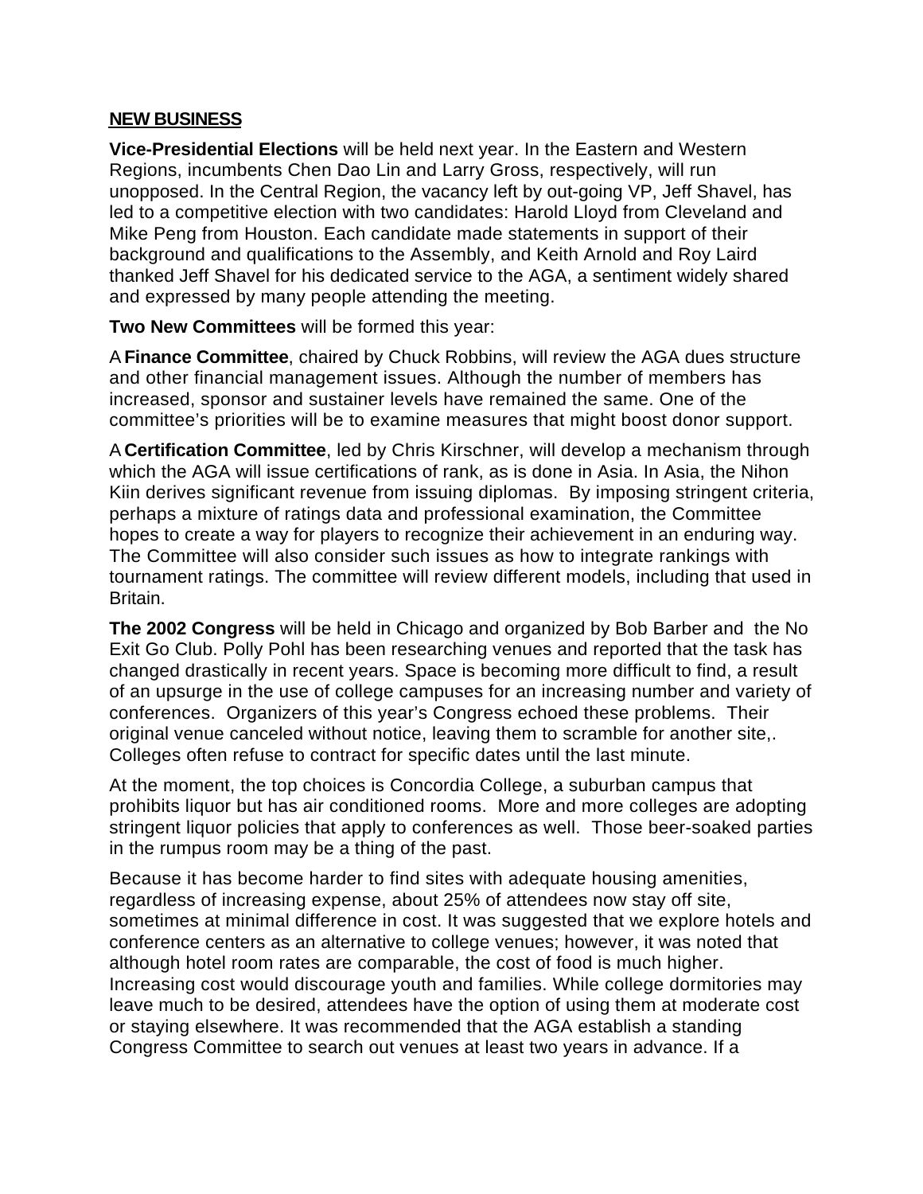## NEW BUSINESS

**Vice-Presidential Elections** will be held next year. In the Eastern and Western Regions, incumbents Chen Dao Lin and Larry Gross, respectively, will run unopposed. In the Central Region, the vacancy left by out-going VP, Jeff Shavel, has led to a competitive election with two candidates: Harold Lloyd from Cleveland and Mike Peng from Houston. Each candidate made statements in support of their background and qualifications to the Assembly, and Keith Arnold and Roy Laird thanked Jeff Shavel for his dedicated service to the AGA, a sentiment widely shared and expressed by many people attending the meeting.

**Two New Committees** will be formed this year:

A **Finance Committee**, chaired by Chuck Robbins, will review the AGA dues structure and other financial management issues. Although the number of members has increased, sponsor and sustainer levels have remained the same. One of the committee's priorities will be to examine measures that might boost donor support.

A **Certification Committee**, led by Chris Kirschner, will develop a mechanism through which the AGA will issue certifications of rank, as is done in Asia. In Asia, the Nihon Kiin derives significant revenue from issuing diplomas. By imposing stringent criteria, perhaps a mixture of ratings data and professional examination, the Committee hopes to create a way for players to recognize their achievement in an enduring way. The Committee will also consider such issues as how to integrate rankings with tournament ratings. The committee will review different models, including that used in Britain.

**The 2002 Congress** will be held in Chicago and organized by Bob Barber and the No Exit Go Club. Polly Pohl has been researching venues and reported that the task has changed drastically in recent years. Space is becoming more difficult to find, a result of an upsurge in the use of college campuses for an increasing number and variety of conferences. Organizers of this year's Congress echoed these problems. Their original venue canceled without notice, leaving them to scramble for another site,. Colleges often refuse to contract for specific dates until the last minute.

At the moment, the top choices is Concordia College, a suburban campus that prohibits liquor but has air conditioned rooms. More and more colleges are adopting stringent liquor policies that apply to conferences as well. Those beer-soaked parties in the rumpus room may be a thing of the past.

Because it has become harder to find sites with adequate housing amenities, regardless of increasing expense, about 25% of attendees now stay off site, sometimes at minimal difference in cost. It was suggested that we explore hotels and conference centers as an alternative to college venues; however, it was noted that although hotel room rates are comparable, the cost of food is much higher. Increasing cost would discourage youth and families. While college dormitories may leave much to be desired, attendees have the option of using them at moderate cost or staying elsewhere. It was recommended that the AGA establish a standing Congress Committee to search out venues at least two years in advance. If a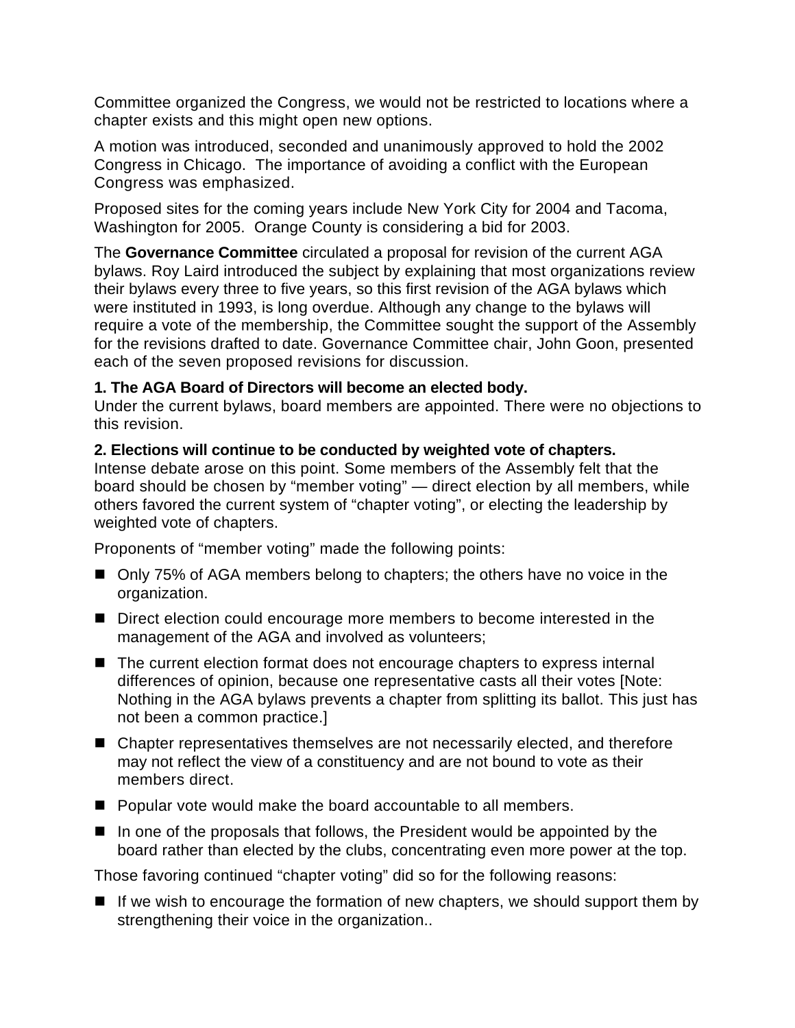Committee organized the Congress, we would not be restricted to locations where a chapter exists and this might open new options.

A motion was introduced, seconded and unanimously approved to hold the 2002 Congress in Chicago. The importance of avoiding a conflict with the European Congress was emphasized.

Proposed sites for the coming years include New York City for 2004 and Tacoma, Washington for 2005. Orange County is considering a bid for 2003.

The **Governance Committee** circulated a proposal for revision of the current AGA bylaws. Roy Laird introduced the subject by explaining that most organizations review their bylaws every three to five years, so this first revision of the AGA bylaws which were instituted in 1993, is long overdue. Although any change to the bylaws will require a vote of the membership, the Committee sought the support of the Assembly for the revisions drafted to date. Governance Committee chair, John Goon, presented each of the seven proposed revisions for discussion.

**1. The AGA Board of Directors will become an elected body.**
Under the current bylaws, board members are appointed. There were no objections to this revision.

**2. Elections will continue to be conducted by weighted vote of chapters.**
Intense debate arose on this point. Some members of the Assembly felt that the board should be chosen by "member voting" — direct election by all members, while others favored the current system of "chapter voting", or electing the leadership by weighted vote of chapters.

Proponents of "member voting" made the following points:

- Only 75% of AGA members belong to chapters; the others have no voice in the organization.
- Direct election could encourage more members to become interested in the management of the AGA and involved as volunteers;
- The current election format does not encourage chapters to express internal differences of opinion, because one representative casts all their votes [Note: Nothing in the AGA bylaws prevents a chapter from splitting its ballot. This just has not been a common practice.]
- Chapter representatives themselves are not necessarily elected, and therefore may not reflect the view of a constituency and are not bound to vote as their members direct.
- Popular vote would make the board accountable to all members.
- In one of the proposals that follows, the President would be appointed by the board rather than elected by the clubs, concentrating even more power at the top.

Those favoring continued "chapter voting" did so for the following reasons:

- If we wish to encourage the formation of new chapters, we should support them by strengthening their voice in the organization..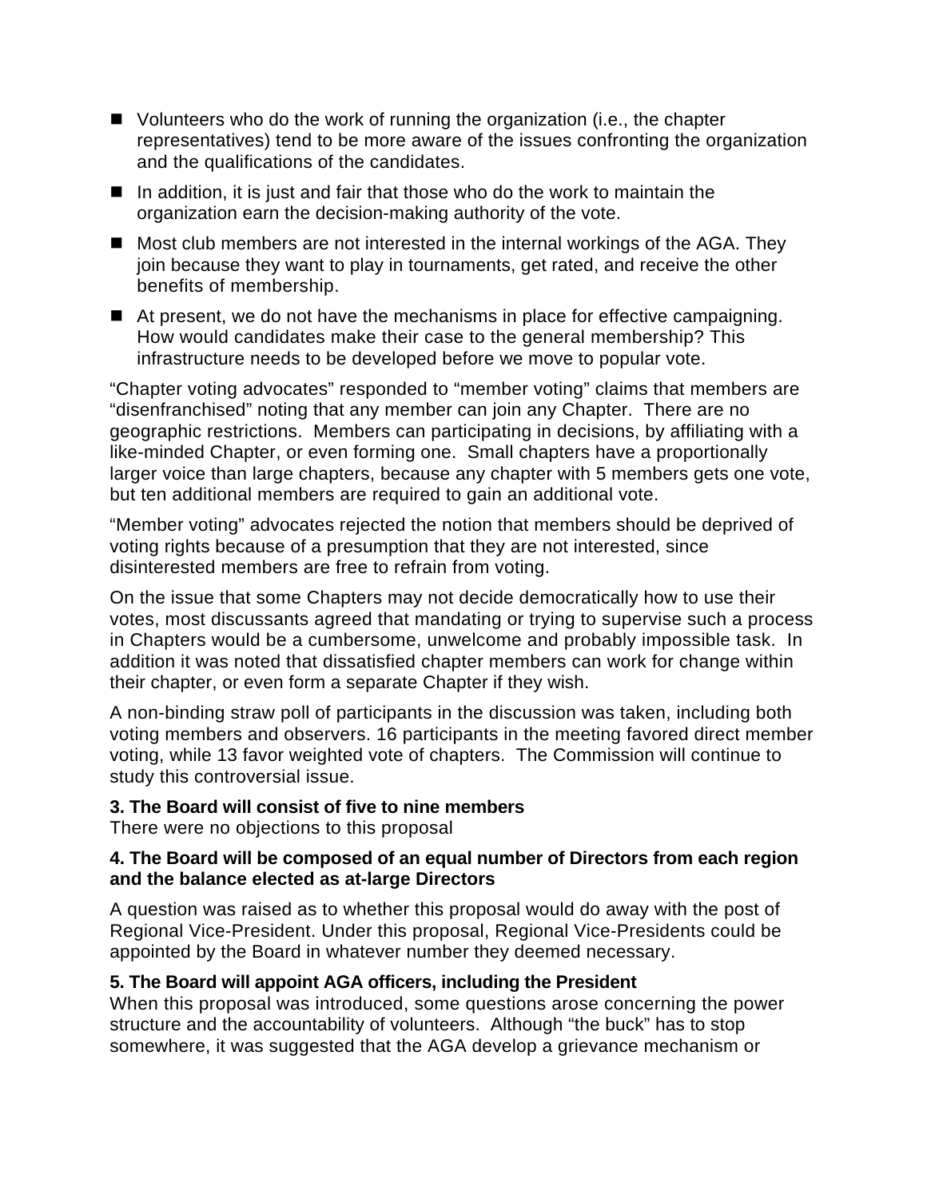- Volunteers who do the work of running the organization (i.e., the chapter representatives) tend to be more aware of the issues confronting the organization and the qualifications of the candidates.
- In addition, it is just and fair that those who do the work to maintain the organization earn the decision-making authority of the vote.
- Most club members are not interested in the internal workings of the AGA. They join because they want to play in tournaments, get rated, and receive the other benefits of membership.
- At present, we do not have the mechanisms in place for effective campaigning. How would candidates make their case to the general membership? This infrastructure needs to be developed before we move to popular vote.

"Chapter voting advocates" responded to "member voting" claims that members are "disenfranchised" noting that any member can join any Chapter. There are no geographic restrictions. Members can participating in decisions, by affiliating with a like-minded Chapter, or even forming one. Small chapters have a proportionally larger voice than large chapters, because any chapter with 5 members gets one vote, but ten additional members are required to gain an additional vote.

"Member voting" advocates rejected the notion that members should be deprived of voting rights because of a presumption that they are not interested, since disinterested members are free to refrain from voting.

On the issue that some Chapters may not decide democratically how to use their votes, most discussants agreed that mandating or trying to supervise such a process in Chapters would be a cumbersome, unwelcome and probably impossible task. In addition it was noted that dissatisfied chapter members can work for change within their chapter, or even form a separate Chapter if they wish.

A non-binding straw poll of participants in the discussion was taken, including both voting members and observers. 16 participants in the meeting favored direct member voting, while 13 favor weighted vote of chapters. The Commission will continue to study this controversial issue.

**3. The Board will consist of five to nine members**
There were no objections to this proposal

**4. The Board will be composed of an equal number of Directors from each region and the balance elected as at-large Directors**

A question was raised as to whether this proposal would do away with the post of Regional Vice-President. Under this proposal, Regional Vice-Presidents could be appointed by the Board in whatever number they deemed necessary.

**5. The Board will appoint AGA officers, including the President**
When this proposal was introduced, some questions arose concerning the power structure and the accountability of volunteers. Although "the buck" has to stop somewhere, it was suggested that the AGA develop a grievance mechanism or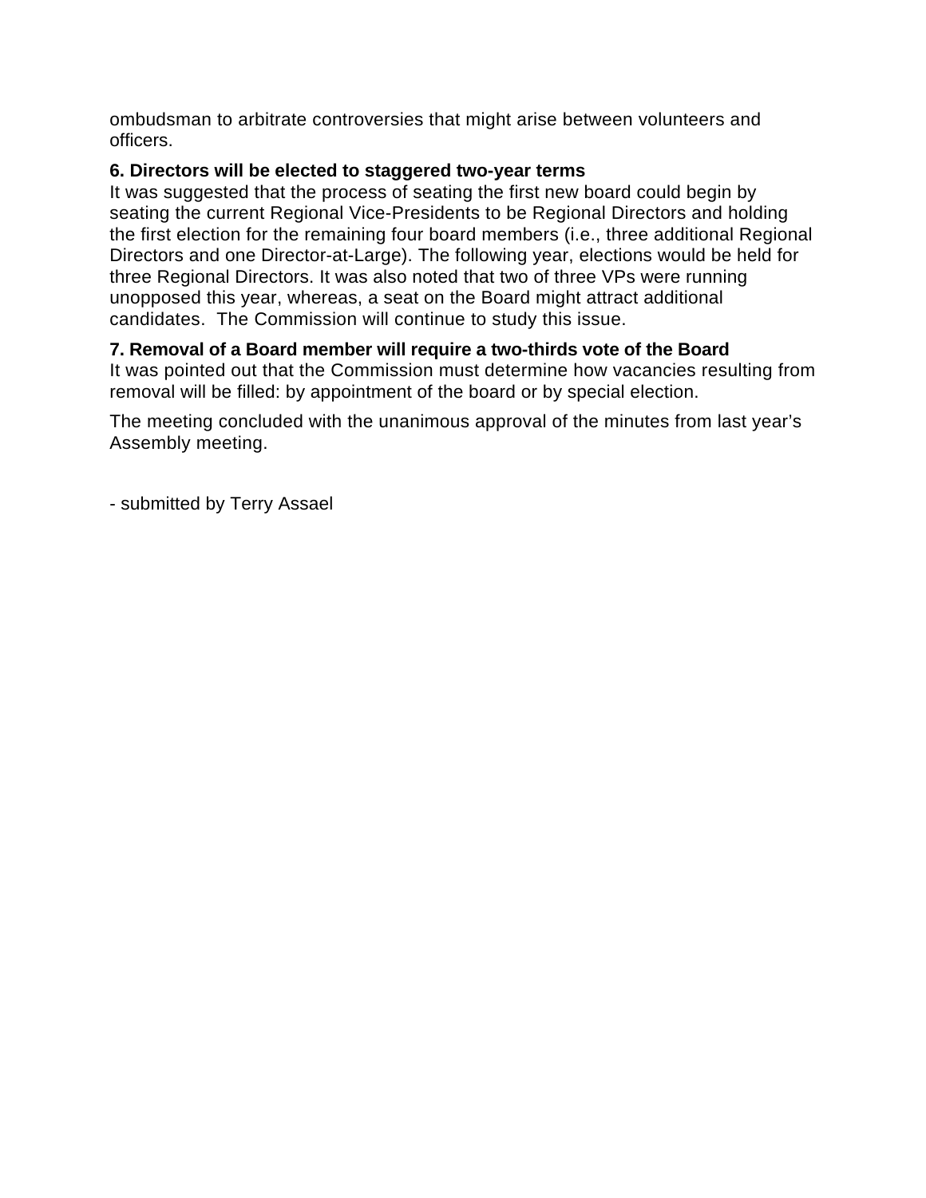ombudsman to arbitrate controversies that might arise between volunteers and officers.

**6. Directors will be elected to staggered two-year terms**
It was suggested that the process of seating the first new board could begin by seating the current Regional Vice-Presidents to be Regional Directors and holding the first election for the remaining four board members (i.e., three additional Regional Directors and one Director-at-Large). The following year, elections would be held for three Regional Directors. It was also noted that two of three VPs were running unopposed this year, whereas, a seat on the Board might attract additional candidates. The Commission will continue to study this issue.

**7. Removal of a Board member will require a two-thirds vote of the Board**
It was pointed out that the Commission must determine how vacancies resulting from removal will be filled: by appointment of the board or by special election.

The meeting concluded with the unanimous approval of the minutes from last year's Assembly meeting.

- submitted by Terry Assael